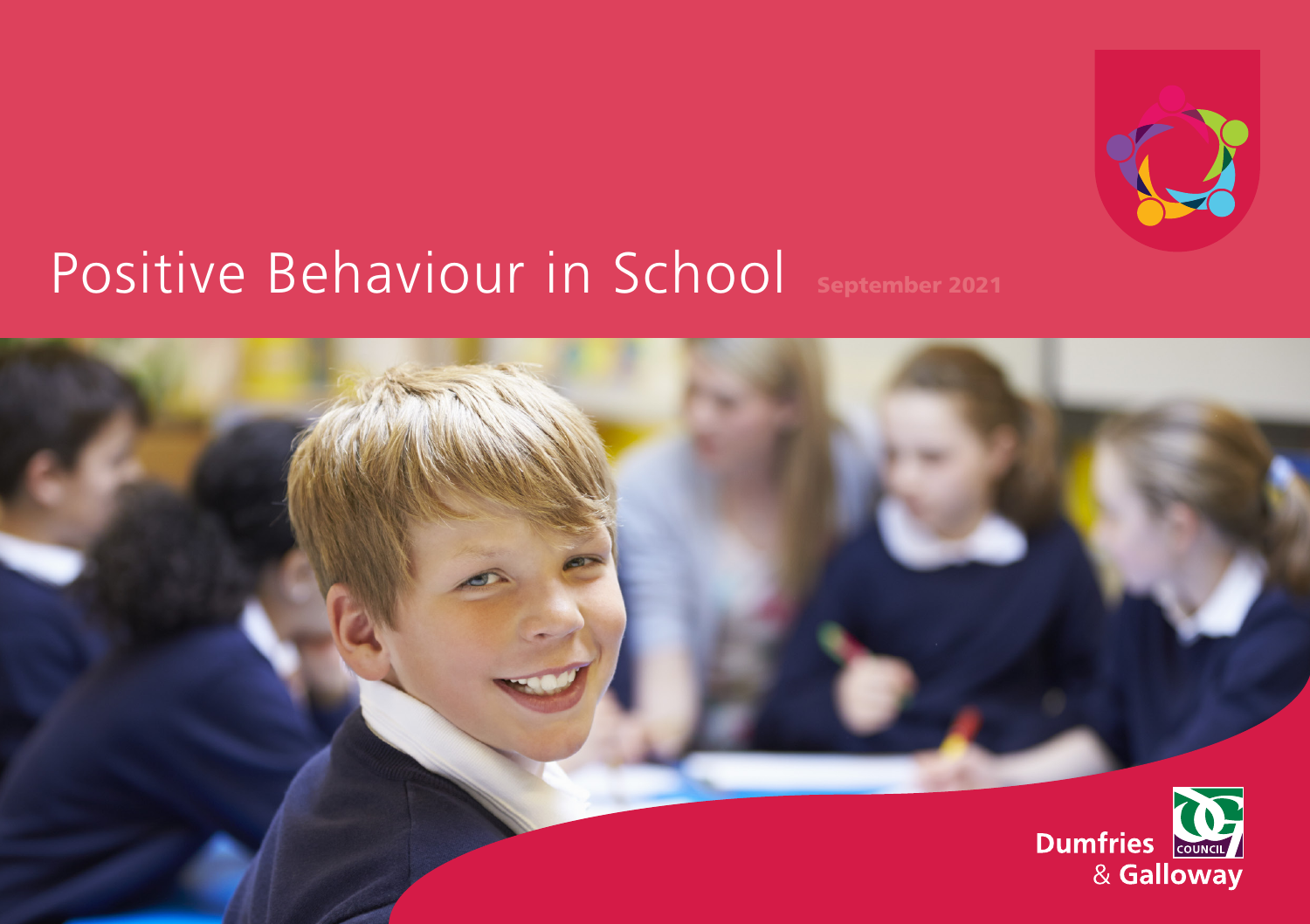# Positive Behaviour in School

**September 2021**

Dumfries & Galloway COUNCIL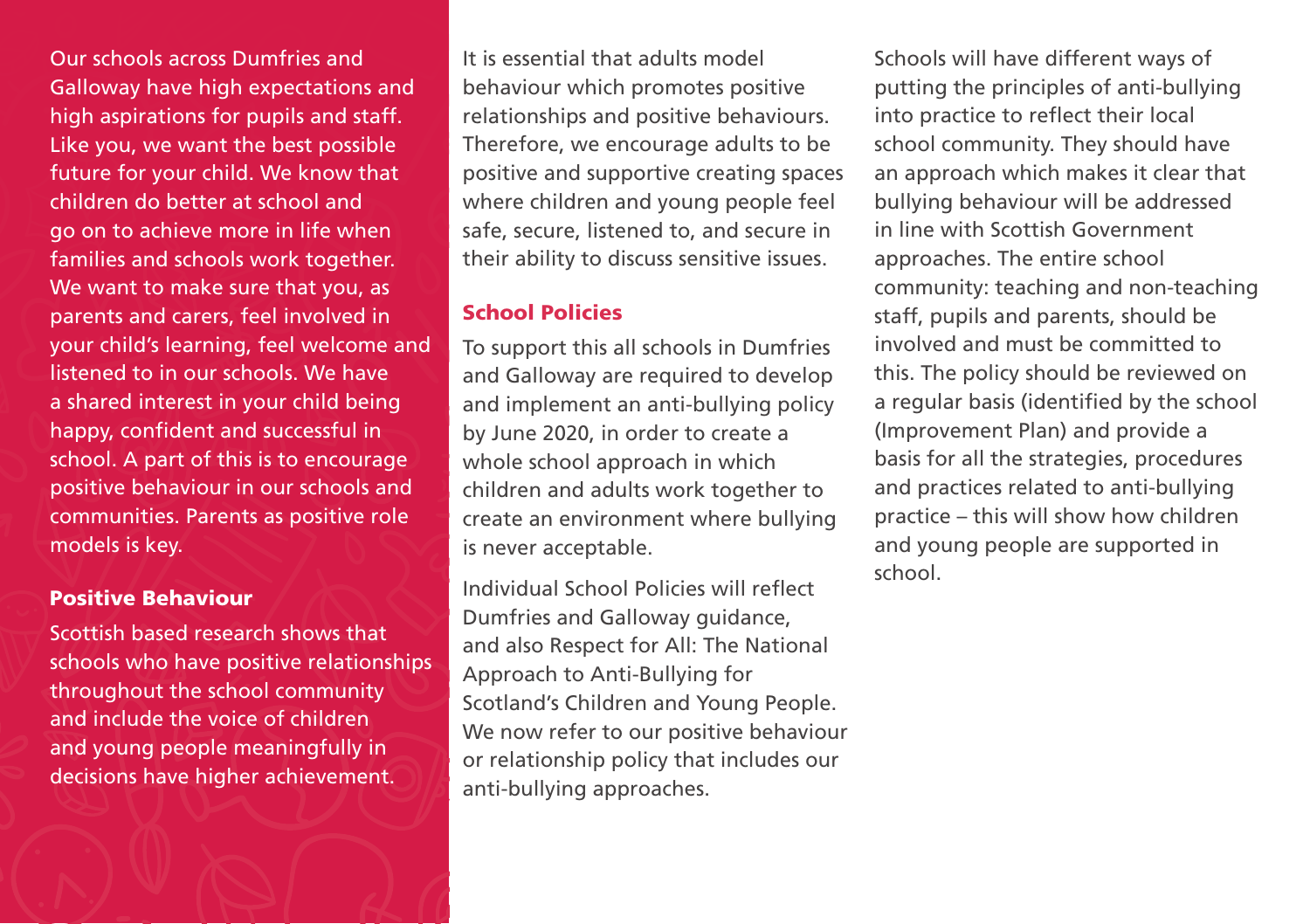Our schools across Dumfries and Galloway have high expectations and high aspirations for pupils and staff. Like you, we want the best possible future for your child. We know that children do better at school and go on to achieve more in life when families and schools work together. We want to make sure that you, as parents and carers, feel involved in your child's learning, feel welcome and listened to in our schools. We have a shared interest in your child being happy, confident and successful in school. A part of this is to encourage positive behaviour in our schools and communities. Parents as positive role models is key.

## Positive Behaviour

Scottish based research shows that schools who have positive relationships throughout the school community and include the voice of children and young people meaningfully in decisions have higher achievement.

It is essential that adults model behaviour which promotes positive relationships and positive behaviours. Therefore, we encourage adults to be positive and supportive creating spaces where children and young people feel safe, secure, listened to, and secure in their ability to discuss sensitive issues.

## School Policies

To support this all schools in Dumfries and Galloway are required to develop and implement an anti-bullying policy by June 2020, in order to create a whole school approach in which children and adults work together to create an environment where bullying is never acceptable.

Individual School Policies will reflect Dumfries and Galloway guidance, and also Respect for All: The National Approach to Anti-Bullying for Scotland's Children and Young People. We now refer to our positive behaviour or relationship policy that includes our anti-bullying approaches.

Schools will have different ways of putting the principles of anti-bullying into practice to reflect their local school community. They should have an approach which makes it clear that bullying behaviour will be addressed in line with Scottish Government approaches. The entire school community: teaching and non-teaching staff, pupils and parents, should be involved and must be committed to this. The policy should be reviewed on a regular basis (identified by the school (Improvement Plan) and provide a basis for all the strategies, procedures and practices related to anti-bullying practice – this will show how children and young people are supported in school.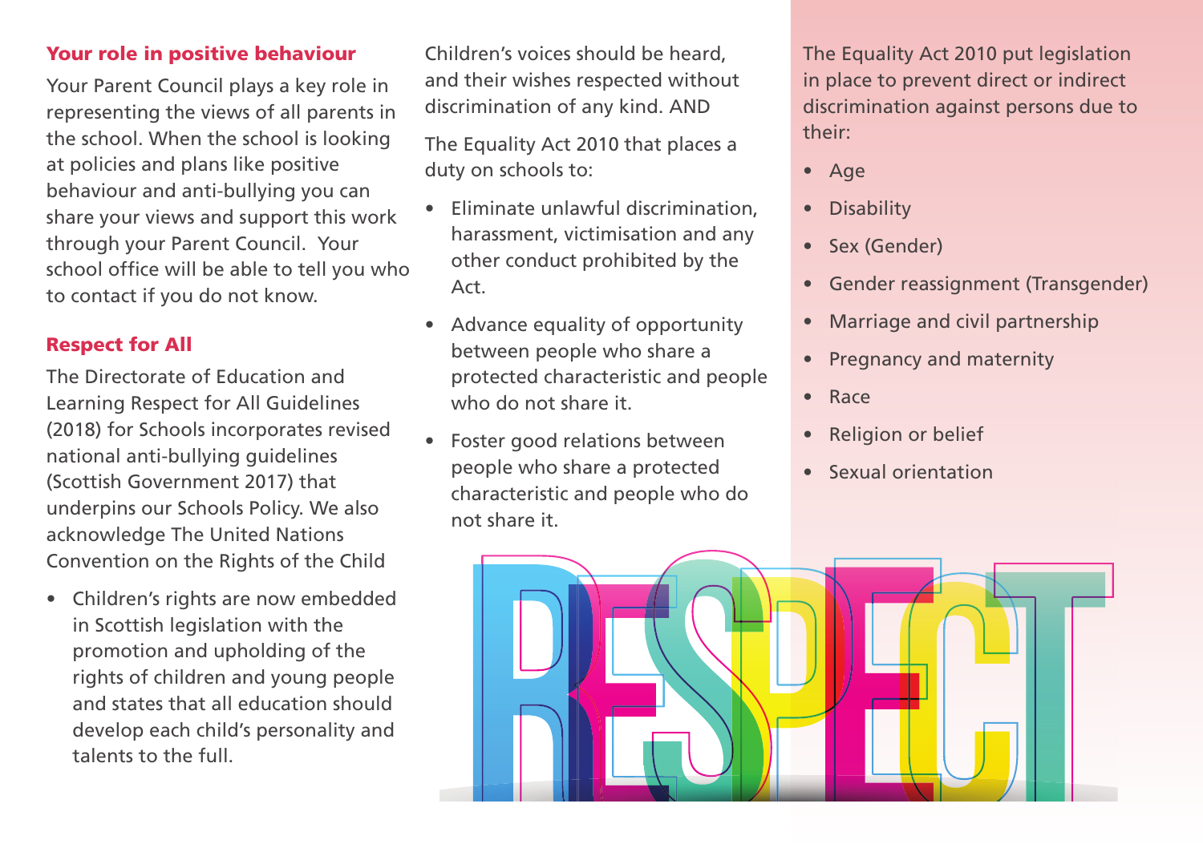## Your role in positive behaviour

Your Parent Council plays a key role in representing the views of all parents in the school. When the school is looking at policies and plans like positive behaviour and anti-bullying you can share your views and support this work through your Parent Council. Your school office will be able to tell you who to contact if you do not know.

## Respect for All

The Directorate of Education and Learning Respect for All Guidelines (2018) for Schools incorporates revised national anti-bullying guidelines (Scottish Government 2017) that underpins our Schools Policy. We also acknowledge The United Nations Convention on the Rights of the Child

- Children's rights are now embedded in Scottish legislation with the promotion and upholding of the rights of children and young people and states that all education should develop each child's personality and talents to the full.

Children's voices should be heard, and their wishes respected without discrimination of any kind. AND

The Equality Act 2010 that places a duty on schools to:

- Eliminate unlawful discrimination, harassment, victimisation and any other conduct prohibited by the Act.
- Advance equality of opportunity between people who share a protected characteristic and people who do not share it.
- Foster good relations between people who share a protected characteristic and people who do not share it.

The Equality Act 2010 put legislation in place to prevent direct or indirect discrimination against persons due to their:

- Age
- Disability
- Sex (Gender)
- Gender reassignment (Transgender)
- Marriage and civil partnership
- Pregnancy and maternity
- Race
- Religion or belief
- Sexual orientation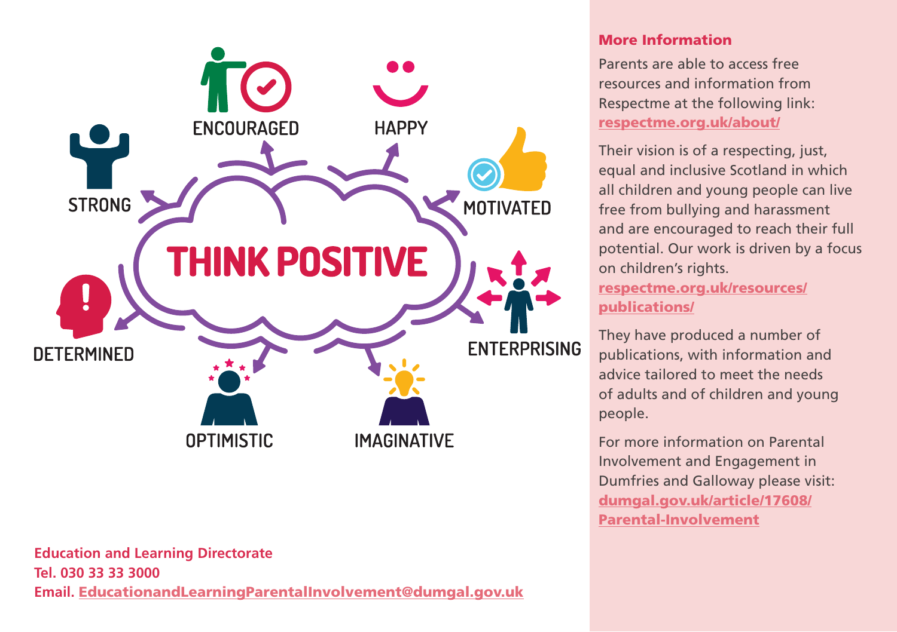THINK POSITIVE

ENCOURAGED

HAPPY

STRONG

MOTIVATED

DETERMINED

ENTERPRISING

OPTIMISTIC

IMAGINATIVE

**Education and Learning Directorate**
**Tel. 030 33 33 3000**
**Email. EducationandLearningParentalInvolvement@dumgal.gov.uk**

## More Information

Parents are able to access free resources and information from Respectme at the following link: **respectme.org.uk/about/**

Their vision is of a respecting, just, equal and inclusive Scotland in which all children and young people can live free from bullying and harassment and are encouraged to reach their full potential. Our work is driven by a focus on children's rights. **respectme.org.uk/resources/publications/**

They have produced a number of publications, with information and advice tailored to meet the needs of adults and of children and young people.

For more information on Parental Involvement and Engagement in Dumfries and Galloway please visit: **dumgal.gov.uk/article/17608/Parental-Involvement**